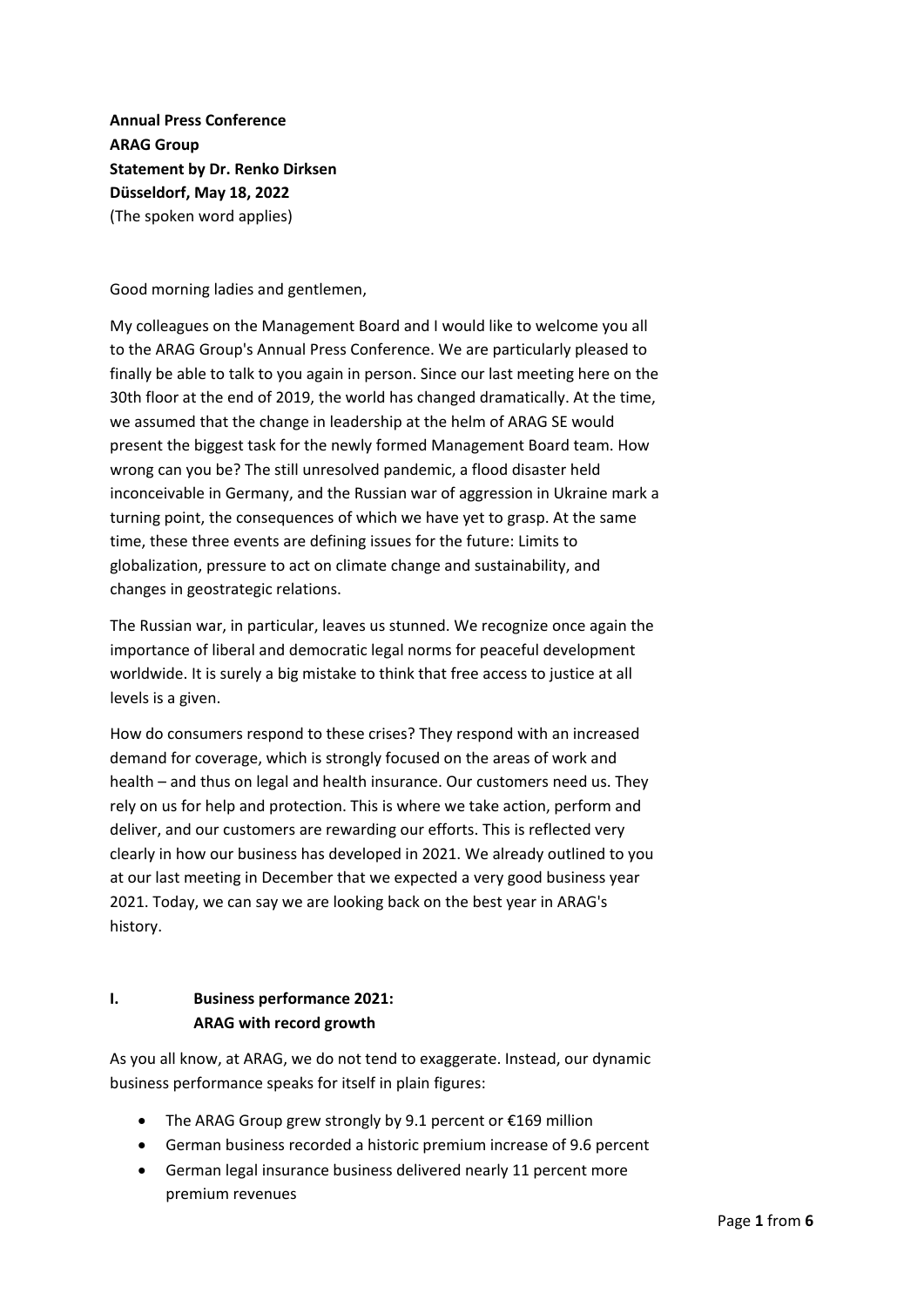**Annual Press Conference**
**ARAG Group**
**Statement by Dr. Renko Dirksen**
**Düsseldorf, May 18, 2022**
(The spoken word applies)

Good morning ladies and gentlemen,

My colleagues on the Management Board and I would like to welcome you all to the ARAG Group's Annual Press Conference. We are particularly pleased to finally be able to talk to you again in person. Since our last meeting here on the 30th floor at the end of 2019, the world has changed dramatically. At the time, we assumed that the change in leadership at the helm of ARAG SE would present the biggest task for the newly formed Management Board team. How wrong can you be? The still unresolved pandemic, a flood disaster held inconceivable in Germany, and the Russian war of aggression in Ukraine mark a turning point, the consequences of which we have yet to grasp. At the same time, these three events are defining issues for the future: Limits to globalization, pressure to act on climate change and sustainability, and changes in geostrategic relations.

The Russian war, in particular, leaves us stunned. We recognize once again the importance of liberal and democratic legal norms for peaceful development worldwide. It is surely a big mistake to think that free access to justice at all levels is a given.

How do consumers respond to these crises? They respond with an increased demand for coverage, which is strongly focused on the areas of work and health – and thus on legal and health insurance. Our customers need us. They rely on us for help and protection. This is where we take action, perform and deliver, and our customers are rewarding our efforts. This is reflected very clearly in how our business has developed in 2021. We already outlined to you at our last meeting in December that we expected a very good business year 2021. Today, we can say we are looking back on the best year in ARAG's history.

## I. Business performance 2021: ARAG with record growth

As you all know, at ARAG, we do not tend to exaggerate. Instead, our dynamic business performance speaks for itself in plain figures:

- The ARAG Group grew strongly by 9.1 percent or €169 million
- German business recorded a historic premium increase of 9.6 percent
- German legal insurance business delivered nearly 11 percent more premium revenues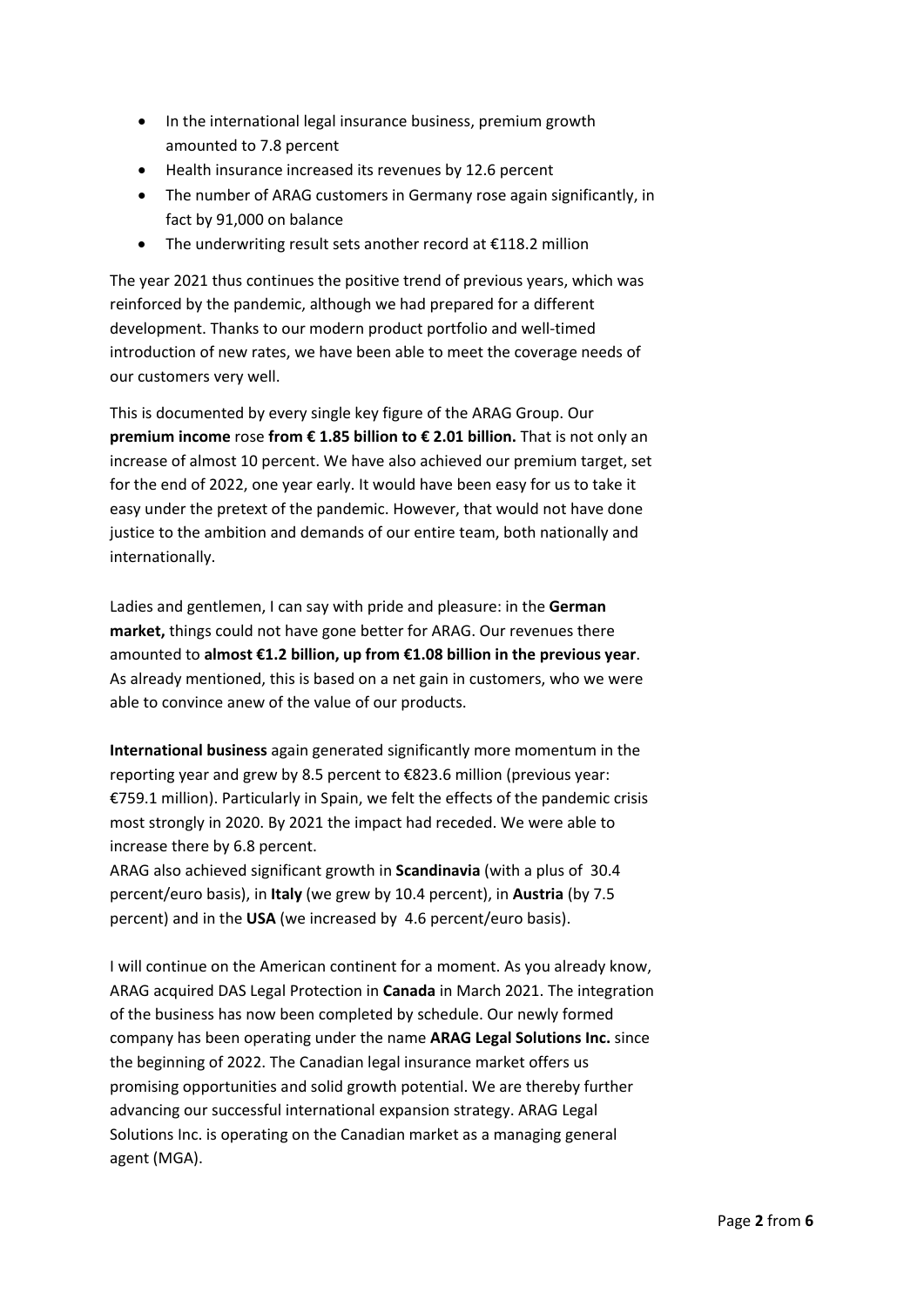- In the international legal insurance business, premium growth amounted to 7.8 percent
- Health insurance increased its revenues by 12.6 percent
- The number of ARAG customers in Germany rose again significantly, in fact by 91,000 on balance
- The underwriting result sets another record at €118.2 million

The year 2021 thus continues the positive trend of previous years, which was reinforced by the pandemic, although we had prepared for a different development. Thanks to our modern product portfolio and well-timed introduction of new rates, we have been able to meet the coverage needs of our customers very well.

This is documented by every single key figure of the ARAG Group. Our **premium income** rose **from € 1.85 billion to € 2.01 billion.** That is not only an increase of almost 10 percent. We have also achieved our premium target, set for the end of 2022, one year early. It would have been easy for us to take it easy under the pretext of the pandemic. However, that would not have done justice to the ambition and demands of our entire team, both nationally and internationally.

Ladies and gentlemen, I can say with pride and pleasure: in the **German market,** things could not have gone better for ARAG. Our revenues there amounted to **almost €1.2 billion, up from €1.08 billion in the previous year**. As already mentioned, this is based on a net gain in customers, who we were able to convince anew of the value of our products.

**International business** again generated significantly more momentum in the reporting year and grew by 8.5 percent to €823.6 million (previous year: €759.1 million). Particularly in Spain, we felt the effects of the pandemic crisis most strongly in 2020. By 2021 the impact had receded. We were able to increase there by 6.8 percent.
ARAG also achieved significant growth in **Scandinavia** (with a plus of 30.4 percent/euro basis), in **Italy** (we grew by 10.4 percent), in **Austria** (by 7.5 percent) and in the **USA** (we increased by 4.6 percent/euro basis).

I will continue on the American continent for a moment. As you already know, ARAG acquired DAS Legal Protection in **Canada** in March 2021. The integration of the business has now been completed by schedule. Our newly formed company has been operating under the name **ARAG Legal Solutions Inc.** since the beginning of 2022. The Canadian legal insurance market offers us promising opportunities and solid growth potential. We are thereby further advancing our successful international expansion strategy. ARAG Legal Solutions Inc. is operating on the Canadian market as a managing general agent (MGA).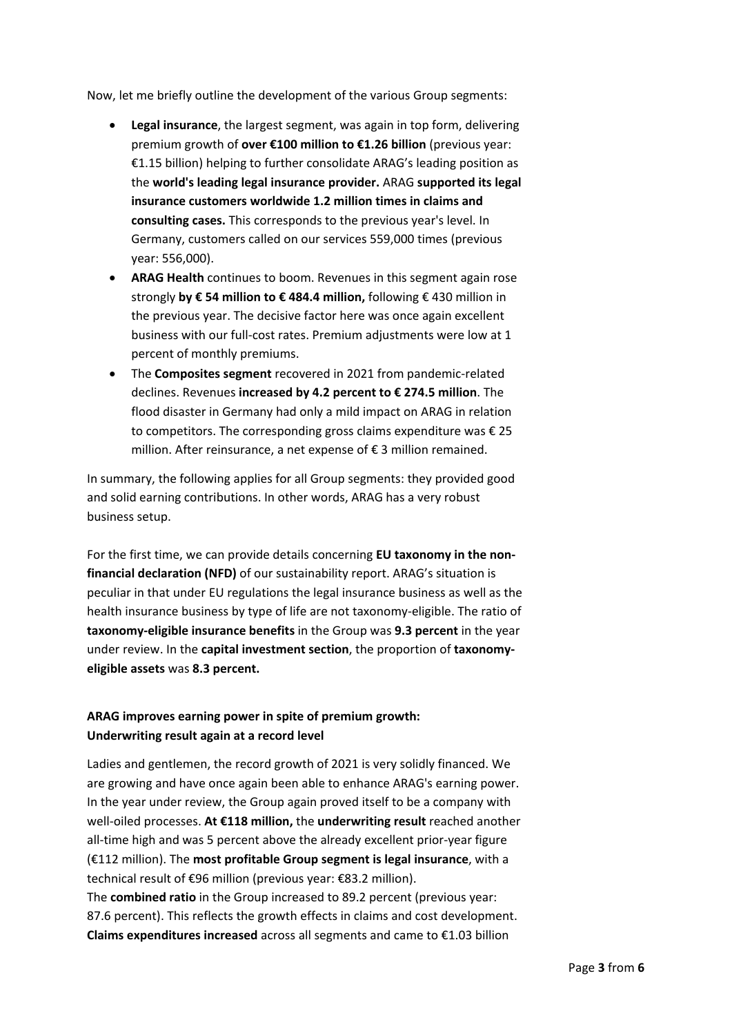Now, let me briefly outline the development of the various Group segments:

- **Legal insurance**, the largest segment, was again in top form, delivering premium growth of **over €100 million to €1.26 billion** (previous year: €1.15 billion) helping to further consolidate ARAG's leading position as the **world's leading legal insurance provider.** ARAG **supported its legal insurance customers worldwide 1.2 million times in claims and consulting cases.** This corresponds to the previous year's level. In Germany, customers called on our services 559,000 times (previous year: 556,000).
- **ARAG Health** continues to boom. Revenues in this segment again rose strongly **by € 54 million to € 484.4 million,** following € 430 million in the previous year. The decisive factor here was once again excellent business with our full-cost rates. Premium adjustments were low at 1 percent of monthly premiums.
- The **Composites segment** recovered in 2021 from pandemic-related declines. Revenues **increased by 4.2 percent to € 274.5 million**. The flood disaster in Germany had only a mild impact on ARAG in relation to competitors. The corresponding gross claims expenditure was € 25 million. After reinsurance, a net expense of € 3 million remained.

In summary, the following applies for all Group segments: they provided good and solid earning contributions. In other words, ARAG has a very robust business setup.

For the first time, we can provide details concerning **EU taxonomy in the non-financial declaration (NFD)** of our sustainability report. ARAG's situation is peculiar in that under EU regulations the legal insurance business as well as the health insurance business by type of life are not taxonomy-eligible. The ratio of **taxonomy-eligible insurance benefits** in the Group was **9.3 percent** in the year under review. In the **capital investment section**, the proportion of **taxonomy-eligible assets** was **8.3 percent.**

**ARAG improves earning power in spite of premium growth:**
**Underwriting result again at a record level**

Ladies and gentlemen, the record growth of 2021 is very solidly financed. We are growing and have once again been able to enhance ARAG's earning power. In the year under review, the Group again proved itself to be a company with well-oiled processes. **At €118 million,** the **underwriting result** reached another all-time high and was 5 percent above the already excellent prior-year figure (€112 million). The **most profitable Group segment is legal insurance**, with a technical result of €96 million (previous year: €83.2 million).
The **combined ratio** in the Group increased to 89.2 percent (previous year: 87.6 percent). This reflects the growth effects in claims and cost development. **Claims expenditures increased** across all segments and came to €1.03 billion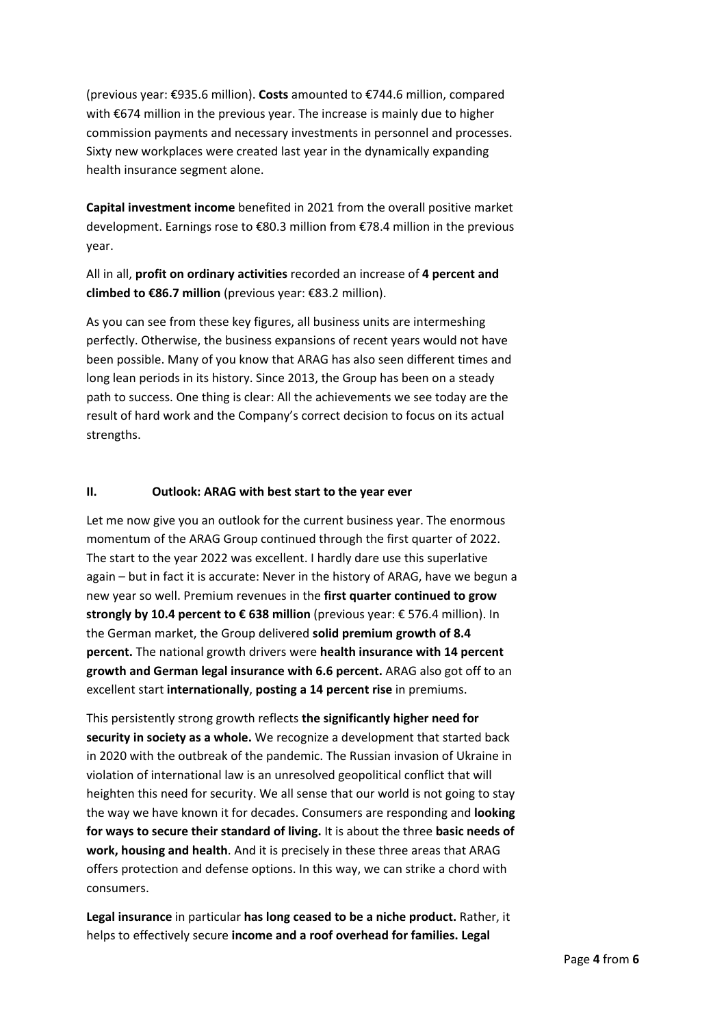(previous year: €935.6 million). **Costs** amounted to €744.6 million, compared with €674 million in the previous year. The increase is mainly due to higher commission payments and necessary investments in personnel and processes. Sixty new workplaces were created last year in the dynamically expanding health insurance segment alone.

**Capital investment income** benefited in 2021 from the overall positive market development. Earnings rose to €80.3 million from €78.4 million in the previous year.

All in all, **profit on ordinary activities** recorded an increase of **4 percent and climbed to €86.7 million** (previous year: €83.2 million).

As you can see from these key figures, all business units are intermeshing perfectly. Otherwise, the business expansions of recent years would not have been possible. Many of you know that ARAG has also seen different times and long lean periods in its history. Since 2013, the Group has been on a steady path to success. One thing is clear: All the achievements we see today are the result of hard work and the Company's correct decision to focus on its actual strengths.

## II. Outlook: ARAG with best start to the year ever

Let me now give you an outlook for the current business year. The enormous momentum of the ARAG Group continued through the first quarter of 2022. The start to the year 2022 was excellent. I hardly dare use this superlative again – but in fact it is accurate: Never in the history of ARAG, have we begun a new year so well. Premium revenues in the **first quarter continued to grow strongly by 10.4 percent to € 638 million** (previous year: € 576.4 million). In the German market, the Group delivered **solid premium growth of 8.4 percent.** The national growth drivers were **health insurance with 14 percent growth and German legal insurance with 6.6 percent.** ARAG also got off to an excellent start **internationally**, **posting a 14 percent rise** in premiums.

This persistently strong growth reflects **the significantly higher need for security in society as a whole.** We recognize a development that started back in 2020 with the outbreak of the pandemic. The Russian invasion of Ukraine in violation of international law is an unresolved geopolitical conflict that will heighten this need for security. We all sense that our world is not going to stay the way we have known it for decades. Consumers are responding and **looking for ways to secure their standard of living.** It is about the three **basic needs of work, housing and health**. And it is precisely in these three areas that ARAG offers protection and defense options. In this way, we can strike a chord with consumers.

**Legal insurance** in particular **has long ceased to be a niche product.** Rather, it helps to effectively secure **income and a roof overhead for families. Legal**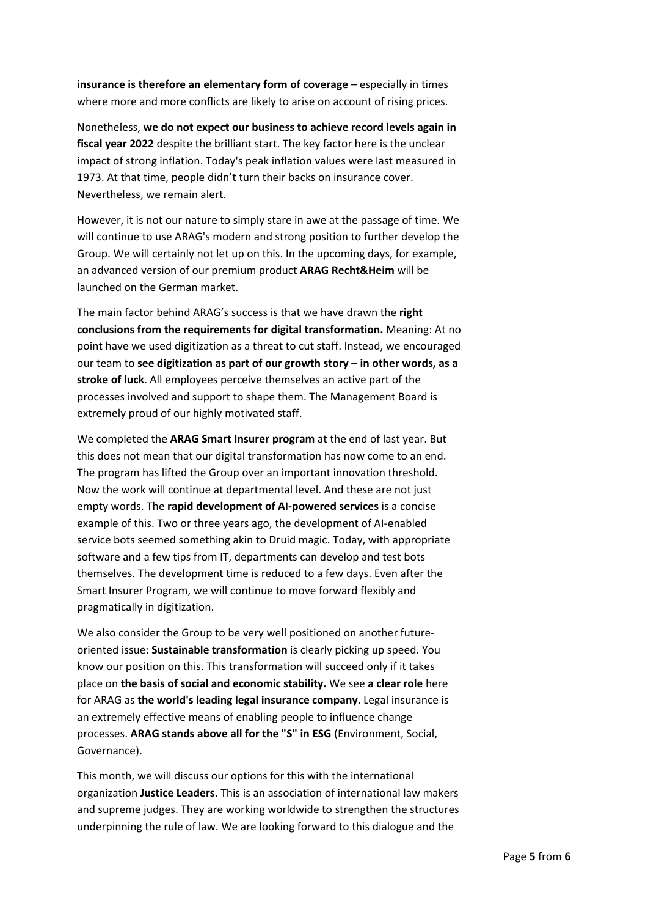**insurance is therefore an elementary form of coverage** – especially in times where more and more conflicts are likely to arise on account of rising prices.

Nonetheless, **we do not expect our business to achieve record levels again in fiscal year 2022** despite the brilliant start. The key factor here is the unclear impact of strong inflation. Today's peak inflation values were last measured in 1973. At that time, people didn't turn their backs on insurance cover. Nevertheless, we remain alert.

However, it is not our nature to simply stare in awe at the passage of time. We will continue to use ARAG's modern and strong position to further develop the Group. We will certainly not let up on this. In the upcoming days, for example, an advanced version of our premium product **ARAG Recht&Heim** will be launched on the German market.

The main factor behind ARAG's success is that we have drawn the **right conclusions from the requirements for digital transformation.** Meaning: At no point have we used digitization as a threat to cut staff. Instead, we encouraged our team to **see digitization as part of our growth story – in other words, as a stroke of luck**. All employees perceive themselves an active part of the processes involved and support to shape them. The Management Board is extremely proud of our highly motivated staff.

We completed the **ARAG Smart Insurer program** at the end of last year. But this does not mean that our digital transformation has now come to an end. The program has lifted the Group over an important innovation threshold. Now the work will continue at departmental level. And these are not just empty words. The **rapid development of AI-powered services** is a concise example of this. Two or three years ago, the development of AI-enabled service bots seemed something akin to Druid magic. Today, with appropriate software and a few tips from IT, departments can develop and test bots themselves. The development time is reduced to a few days. Even after the Smart Insurer Program, we will continue to move forward flexibly and pragmatically in digitization.

We also consider the Group to be very well positioned on another future-oriented issue: **Sustainable transformation** is clearly picking up speed. You know our position on this. This transformation will succeed only if it takes place on **the basis of social and economic stability.** We see **a clear role** here for ARAG as **the world's leading legal insurance company**. Legal insurance is an extremely effective means of enabling people to influence change processes. **ARAG stands above all for the "S" in ESG** (Environment, Social, Governance).

This month, we will discuss our options for this with the international organization **Justice Leaders.** This is an association of international law makers and supreme judges. They are working worldwide to strengthen the structures underpinning the rule of law. We are looking forward to this dialogue and the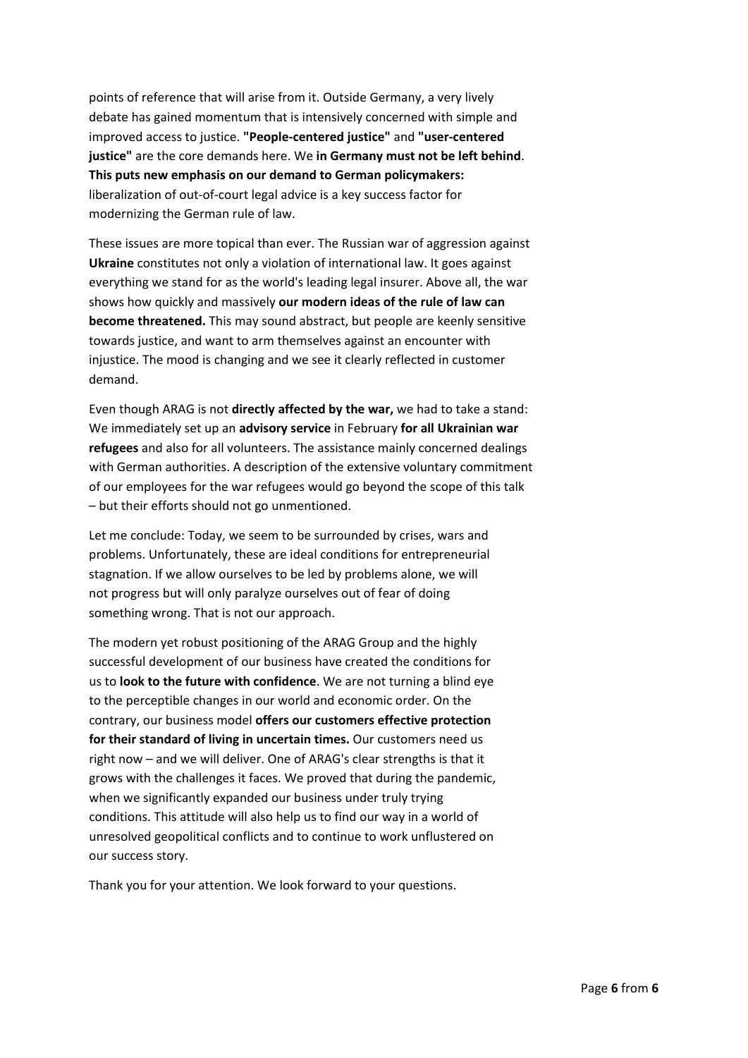points of reference that will arise from it. Outside Germany, a very lively debate has gained momentum that is intensively concerned with simple and improved access to justice. **"People-centered justice"** and **"user-centered justice"** are the core demands here. We **in Germany must not be left behind**. **This puts new emphasis on our demand to German policymakers:** liberalization of out-of-court legal advice is a key success factor for modernizing the German rule of law.

These issues are more topical than ever. The Russian war of aggression against **Ukraine** constitutes not only a violation of international law. It goes against everything we stand for as the world's leading legal insurer. Above all, the war shows how quickly and massively **our modern ideas of the rule of law can become threatened.** This may sound abstract, but people are keenly sensitive towards justice, and want to arm themselves against an encounter with injustice. The mood is changing and we see it clearly reflected in customer demand.

Even though ARAG is not **directly affected by the war,** we had to take a stand: We immediately set up an **advisory service** in February **for all Ukrainian war refugees** and also for all volunteers. The assistance mainly concerned dealings with German authorities. A description of the extensive voluntary commitment of our employees for the war refugees would go beyond the scope of this talk – but their efforts should not go unmentioned.

Let me conclude: Today, we seem to be surrounded by crises, wars and problems. Unfortunately, these are ideal conditions for entrepreneurial stagnation. If we allow ourselves to be led by problems alone, we will not progress but will only paralyze ourselves out of fear of doing something wrong. That is not our approach.

The modern yet robust positioning of the ARAG Group and the highly successful development of our business have created the conditions for us to **look to the future with confidence**. We are not turning a blind eye to the perceptible changes in our world and economic order. On the contrary, our business model **offers our customers effective protection for their standard of living in uncertain times.** Our customers need us right now – and we will deliver. One of ARAG's clear strengths is that it grows with the challenges it faces. We proved that during the pandemic, when we significantly expanded our business under truly trying conditions. This attitude will also help us to find our way in a world of unresolved geopolitical conflicts and to continue to work unflustered on our success story.

Thank you for your attention. We look forward to your questions.